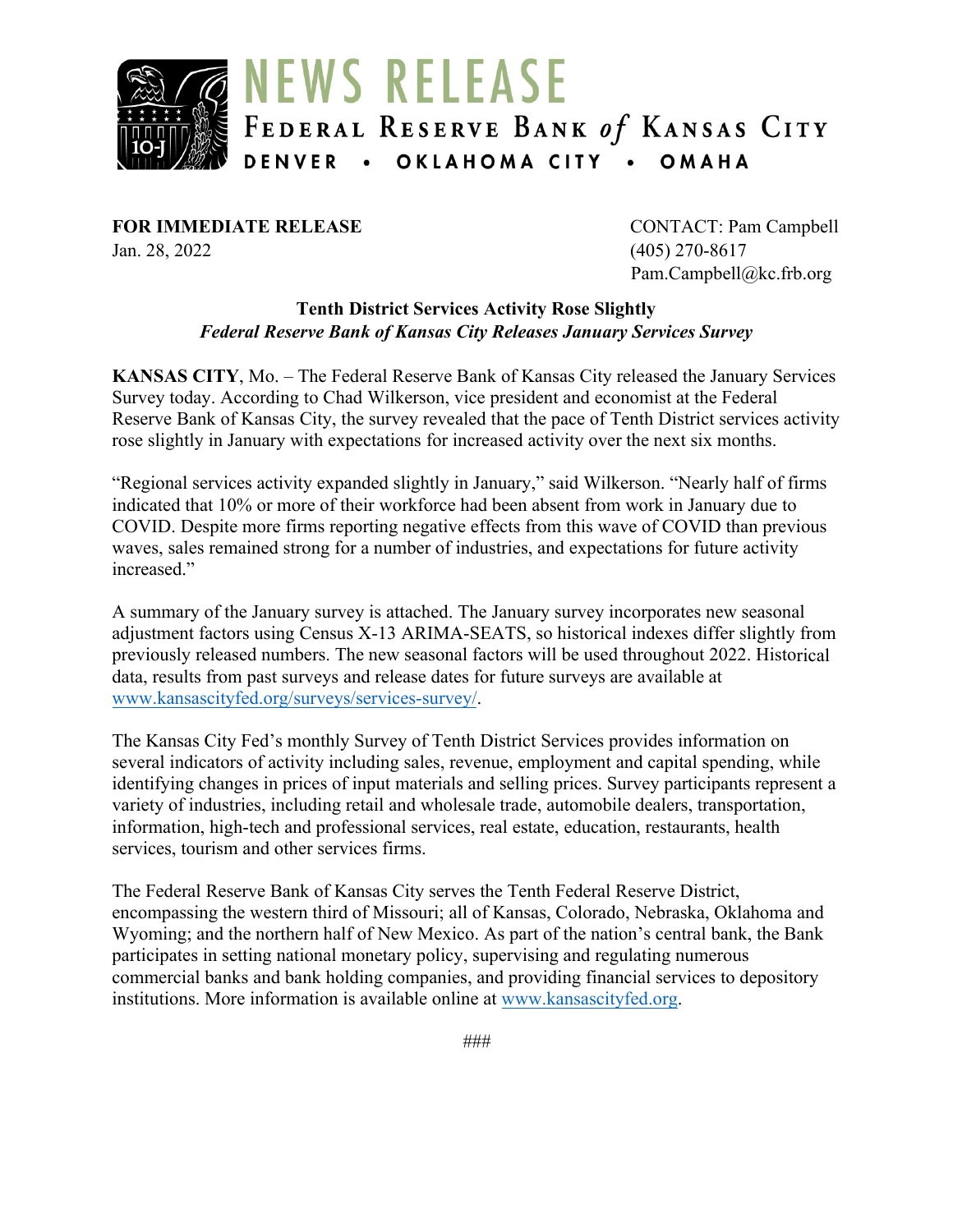# NEWS RELEASE

## FEDERAL RESERVE BANK of KANSAS CITY

DENVER • OKLAHOMA CITY • OMAHA

**FOR IMMEDIATE RELEASE**
Jan. 28, 2022

CONTACT: Pam Campbell
(405) 270-8617
Pam.Campbell@kc.frb.org

**Tenth District Services Activity Rose Slightly**
***Federal Reserve Bank of Kansas City Releases January Services Survey***

**KANSAS CITY**, Mo. – The Federal Reserve Bank of Kansas City released the January Services Survey today. According to Chad Wilkerson, vice president and economist at the Federal Reserve Bank of Kansas City, the survey revealed that the pace of Tenth District services activity rose slightly in January with expectations for increased activity over the next six months.

"Regional services activity expanded slightly in January," said Wilkerson. "Nearly half of firms indicated that 10% or more of their workforce had been absent from work in January due to COVID. Despite more firms reporting negative effects from this wave of COVID than previous waves, sales remained strong for a number of industries, and expectations for future activity increased."

A summary of the January survey is attached. The January survey incorporates new seasonal adjustment factors using Census X-13 ARIMA-SEATS, so historical indexes differ slightly from previously released numbers. The new seasonal factors will be used throughout 2022. Historical data, results from past surveys and release dates for future surveys are available at www.kansascityfed.org/surveys/services-survey/.

The Kansas City Fed's monthly Survey of Tenth District Services provides information on several indicators of activity including sales, revenue, employment and capital spending, while identifying changes in prices of input materials and selling prices. Survey participants represent a variety of industries, including retail and wholesale trade, automobile dealers, transportation, information, high-tech and professional services, real estate, education, restaurants, health services, tourism and other services firms.

The Federal Reserve Bank of Kansas City serves the Tenth Federal Reserve District, encompassing the western third of Missouri; all of Kansas, Colorado, Nebraska, Oklahoma and Wyoming; and the northern half of New Mexico. As part of the nation's central bank, the Bank participates in setting national monetary policy, supervising and regulating numerous commercial banks and bank holding companies, and providing financial services to depository institutions. More information is available online at www.kansascityfed.org.

###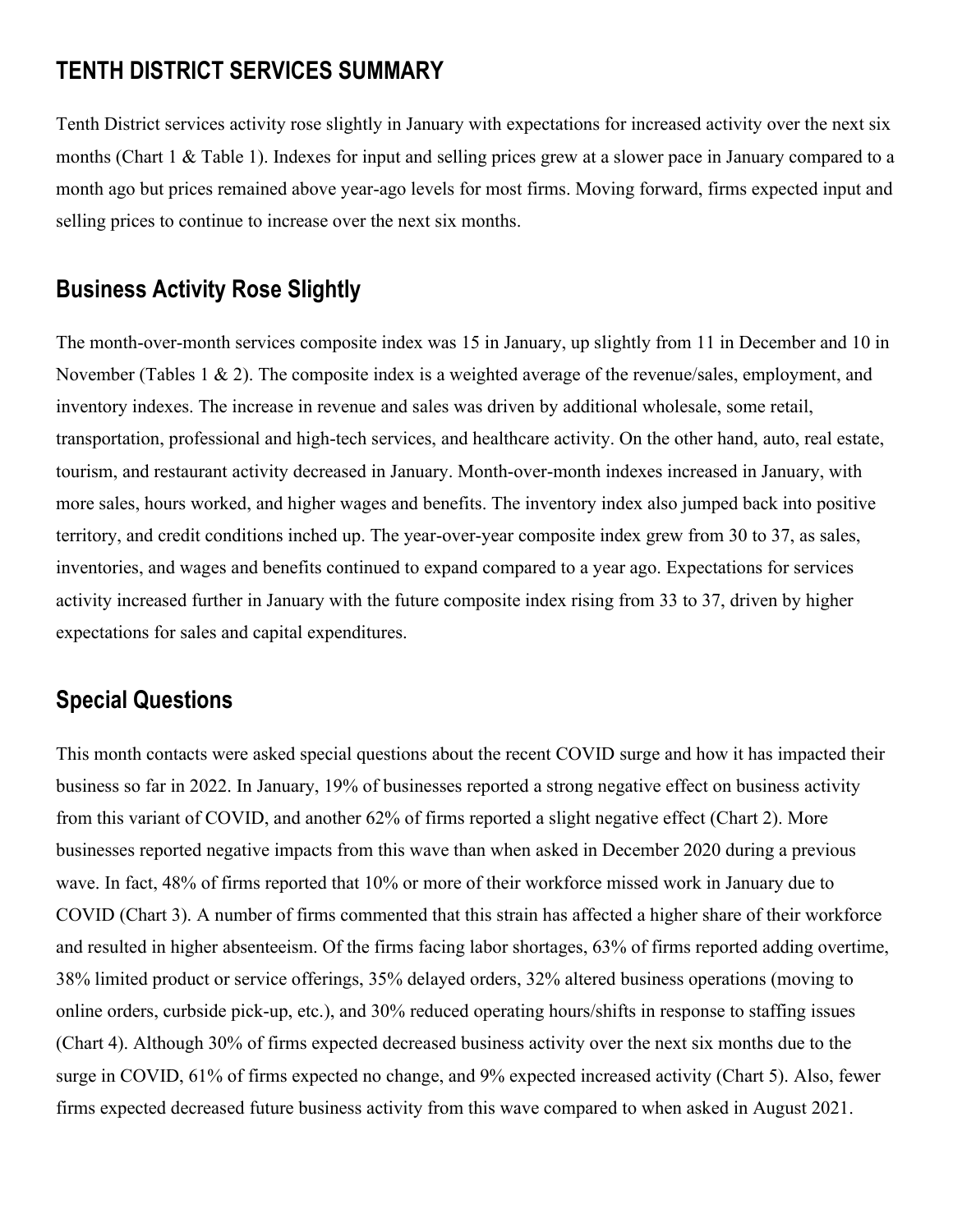## TENTH DISTRICT SERVICES SUMMARY

Tenth District services activity rose slightly in January with expectations for increased activity over the next six months (Chart 1 & Table 1). Indexes for input and selling prices grew at a slower pace in January compared to a month ago but prices remained above year-ago levels for most firms. Moving forward, firms expected input and selling prices to continue to increase over the next six months.

## Business Activity Rose Slightly

The month-over-month services composite index was 15 in January, up slightly from 11 in December and 10 in November (Tables 1 & 2). The composite index is a weighted average of the revenue/sales, employment, and inventory indexes. The increase in revenue and sales was driven by additional wholesale, some retail, transportation, professional and high-tech services, and healthcare activity. On the other hand, auto, real estate, tourism, and restaurant activity decreased in January. Month-over-month indexes increased in January, with more sales, hours worked, and higher wages and benefits. The inventory index also jumped back into positive territory, and credit conditions inched up. The year-over-year composite index grew from 30 to 37, as sales, inventories, and wages and benefits continued to expand compared to a year ago. Expectations for services activity increased further in January with the future composite index rising from 33 to 37, driven by higher expectations for sales and capital expenditures.

## Special Questions

This month contacts were asked special questions about the recent COVID surge and how it has impacted their business so far in 2022. In January, 19% of businesses reported a strong negative effect on business activity from this variant of COVID, and another 62% of firms reported a slight negative effect (Chart 2). More businesses reported negative impacts from this wave than when asked in December 2020 during a previous wave. In fact, 48% of firms reported that 10% or more of their workforce missed work in January due to COVID (Chart 3). A number of firms commented that this strain has affected a higher share of their workforce and resulted in higher absenteeism. Of the firms facing labor shortages, 63% of firms reported adding overtime, 38% limited product or service offerings, 35% delayed orders, 32% altered business operations (moving to online orders, curbside pick-up, etc.), and 30% reduced operating hours/shifts in response to staffing issues (Chart 4). Although 30% of firms expected decreased business activity over the next six months due to the surge in COVID, 61% of firms expected no change, and 9% expected increased activity (Chart 5). Also, fewer firms expected decreased future business activity from this wave compared to when asked in August 2021.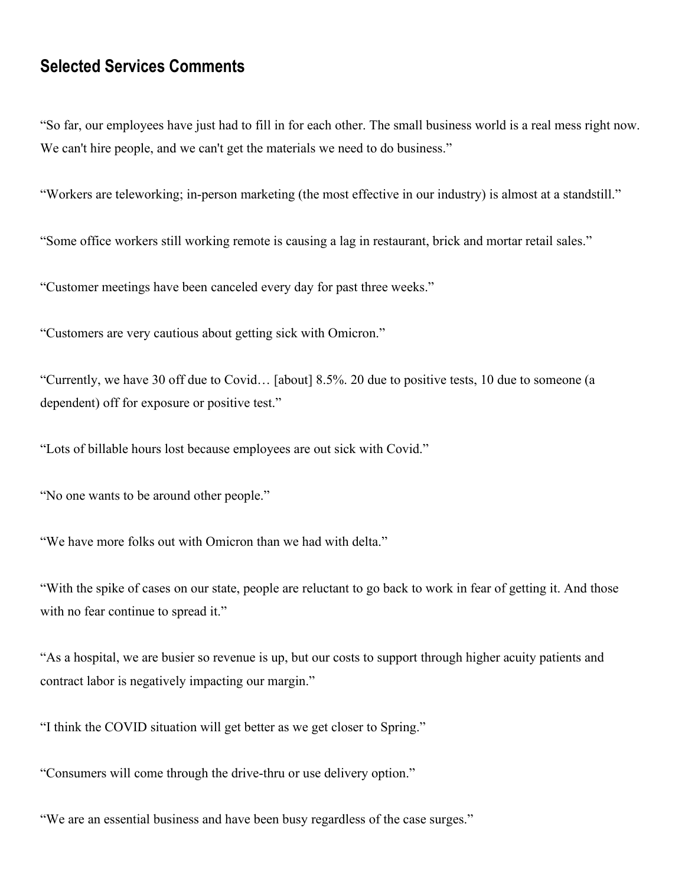## Selected Services Comments

"So far, our employees have just had to fill in for each other. The small business world is a real mess right now. We can't hire people, and we can't get the materials we need to do business."

"Workers are teleworking; in-person marketing (the most effective in our industry) is almost at a standstill."

"Some office workers still working remote is causing a lag in restaurant, brick and mortar retail sales."

"Customer meetings have been canceled every day for past three weeks."

"Customers are very cautious about getting sick with Omicron."

"Currently, we have 30 off due to Covid… [about] 8.5%. 20 due to positive tests, 10 due to someone (a dependent) off for exposure or positive test."

"Lots of billable hours lost because employees are out sick with Covid."

"No one wants to be around other people."

"We have more folks out with Omicron than we had with delta."

"With the spike of cases on our state, people are reluctant to go back to work in fear of getting it. And those with no fear continue to spread it."

"As a hospital, we are busier so revenue is up, but our costs to support through higher acuity patients and contract labor is negatively impacting our margin."

"I think the COVID situation will get better as we get closer to Spring."

"Consumers will come through the drive-thru or use delivery option."

"We are an essential business and have been busy regardless of the case surges."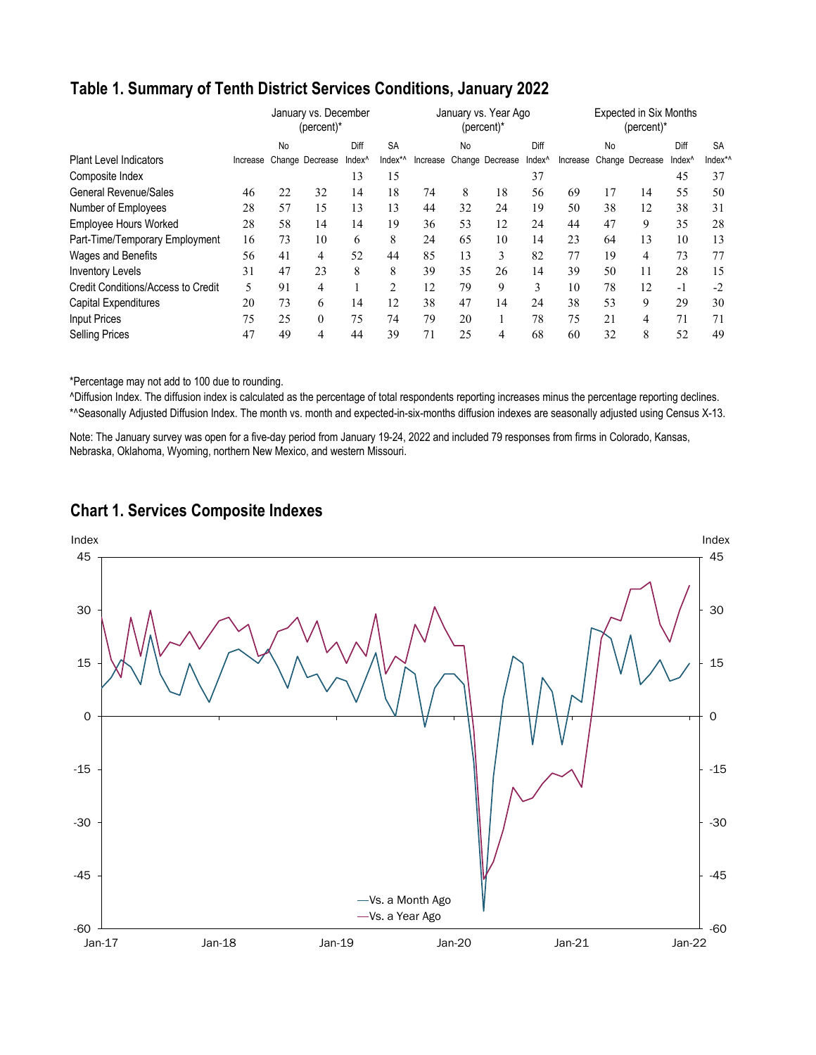## Table 1. Summary of Tenth District Services Conditions, January 2022

| | January vs. December (percent)* | | | | | January vs. Year Ago (percent)* | | | | Expected in Six Months (percent)* | | | | |
|---|---|---|---|---|---|---|---|---|---|---|---|---|---|---|
| Plant Level Indicators | Increase | No Change | Decrease | Diff Index^ | SA Index*^ | Increase | No Change | Decrease | Diff Index^ | Increase | No Change | Decrease | Diff Index^ | SA Index*^ |
| Composite Index | | | | 13 | 15 | | | | 37 | | | | 45 | 37 |
| General Revenue/Sales | 46 | 22 | 32 | 14 | 18 | 74 | 8 | 18 | 56 | 69 | 17 | 14 | 55 | 50 |
| Number of Employees | 28 | 57 | 15 | 13 | 13 | 44 | 32 | 24 | 19 | 50 | 38 | 12 | 38 | 31 |
| Employee Hours Worked | 28 | 58 | 14 | 14 | 19 | 36 | 53 | 12 | 24 | 44 | 47 | 9 | 35 | 28 |
| Part-Time/Temporary Employment | 16 | 73 | 10 | 6 | 8 | 24 | 65 | 10 | 14 | 23 | 64 | 13 | 10 | 13 |
| Wages and Benefits | 56 | 41 | 4 | 52 | 44 | 85 | 13 | 3 | 82 | 77 | 19 | 4 | 73 | 77 |
| Inventory Levels | 31 | 47 | 23 | 8 | 8 | 39 | 35 | 26 | 14 | 39 | 50 | 11 | 28 | 15 |
| Credit Conditions/Access to Credit | 5 | 91 | 4 | 1 | 2 | 12 | 79 | 9 | 3 | 10 | 78 | 12 | -1 | -2 |
| Capital Expenditures | 20 | 73 | 6 | 14 | 12 | 38 | 47 | 14 | 24 | 38 | 53 | 9 | 29 | 30 |
| Input Prices | 75 | 25 | 0 | 75 | 74 | 79 | 20 | 1 | 78 | 75 | 21 | 4 | 71 | 71 |
| Selling Prices | 47 | 49 | 4 | 44 | 39 | 71 | 25 | 4 | 68 | 60 | 32 | 8 | 52 | 49 |

*Percentage may not add to 100 due to rounding.

^Diffusion Index. The diffusion index is calculated as the percentage of total respondents reporting increases minus the percentage reporting declines.

*^Seasonally Adjusted Diffusion Index. The month vs. month and expected-in-six-months diffusion indexes are seasonally adjusted using Census X-13.

Note: The January survey was open for a five-day period from January 19-24, 2022 and included 79 responses from firms in Colorado, Kansas, Nebraska, Oklahoma, Wyoming, northern New Mexico, and western Missouri.

## Chart 1. Services Composite Indexes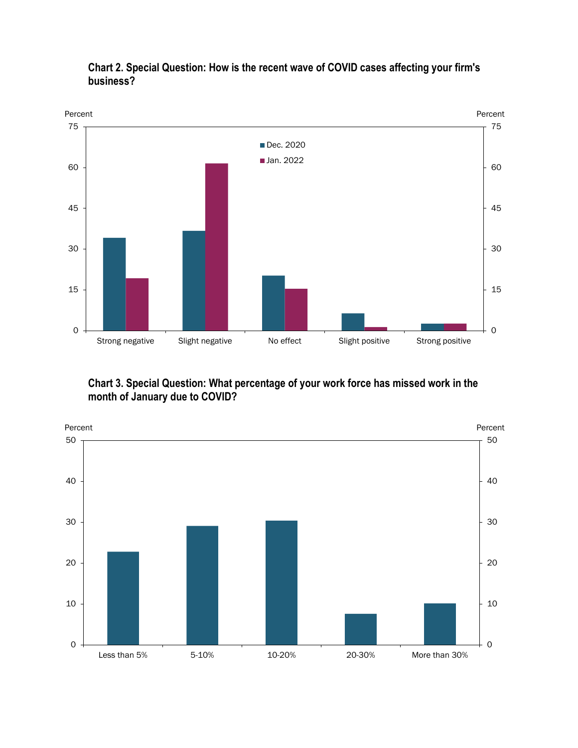**Chart 2. Special Question: How is the recent wave of COVID cases affecting your firm's business?**

Percent

Dec. 2020

Jan. 2022

Strong negative | Slight negative | No effect | Slight positive | Strong positive

**Chart 3. Special Question: What percentage of your work force has missed work in the month of January due to COVID?**

Percent

Less than 5% | 5-10% | 10-20% | 20-30% | More than 30%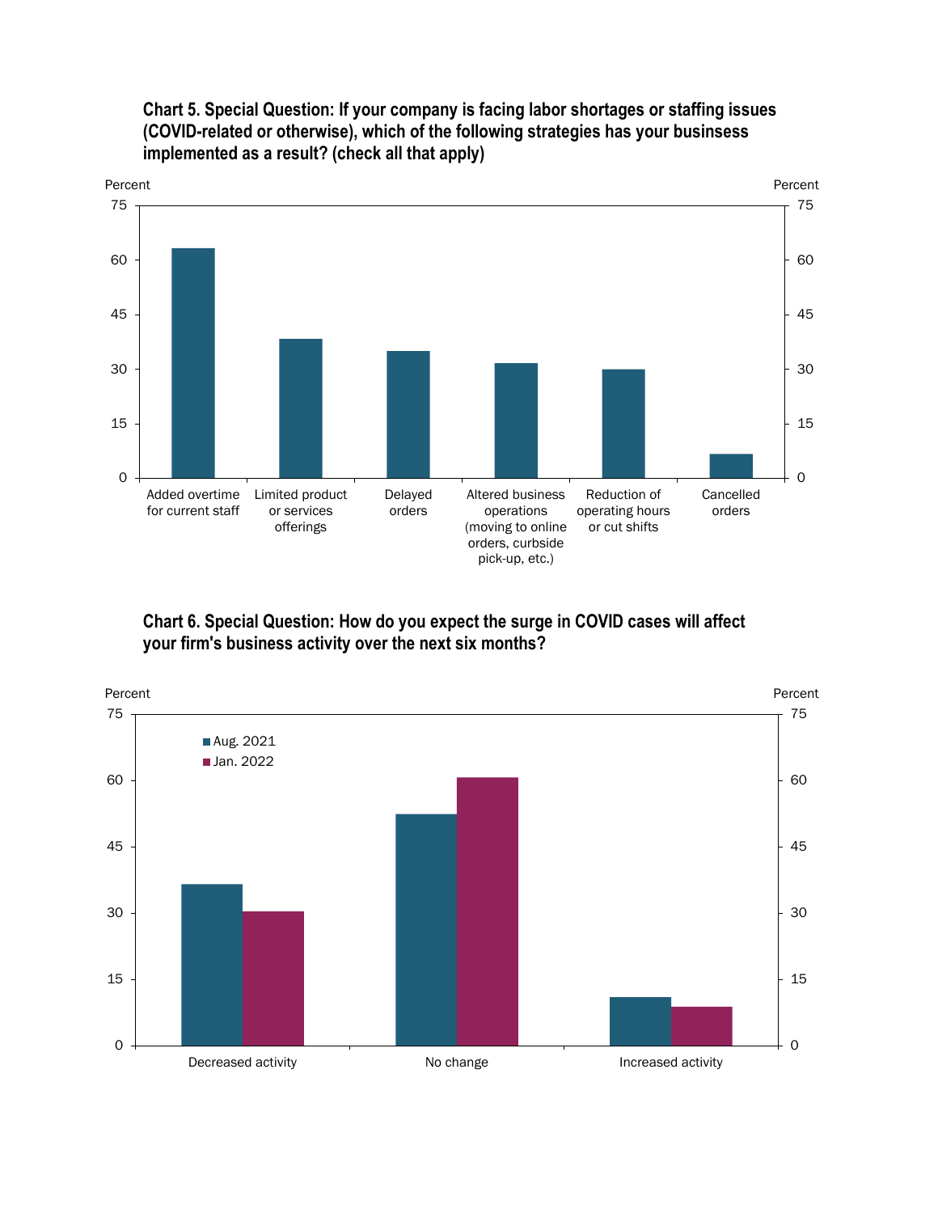**Chart 5. Special Question: If your company is facing labor shortages or staffing issues (COVID-related or otherwise), which of the following strategies has your businsess implemented as a result? (check all that apply)**

**Chart 6. Special Question: How do you expect the surge in COVID cases will affect your firm's business activity over the next six months?**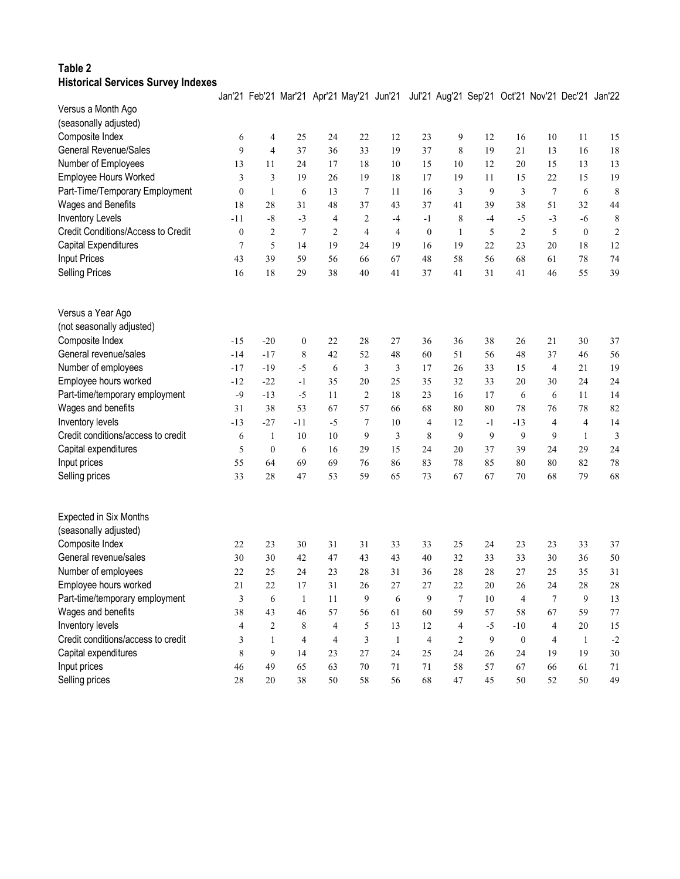**Table 2**
**Historical Services Survey Indexes**

| | Jan'21 | Feb'21 | Mar'21 | Apr'21 | May'21 | Jun'21 | Jul'21 | Aug'21 | Sep'21 | Oct'21 | Nov'21 | Dec'21 | Jan'22 |
|---|---|---|---|---|---|---|---|---|---|---|---|---|---|
| Versus a Month Ago | | | | | | | | | | | | | |
| (seasonally adjusted) | | | | | | | | | | | | | |
| Composite Index | 6 | 4 | 25 | 24 | 22 | 12 | 23 | 9 | 12 | 16 | 10 | 11 | 15 |
| General Revenue/Sales | 9 | 4 | 37 | 36 | 33 | 19 | 37 | 8 | 19 | 21 | 13 | 16 | 18 |
| Number of Employees | 13 | 11 | 24 | 17 | 18 | 10 | 15 | 10 | 12 | 20 | 15 | 13 | 13 |
| Employee Hours Worked | 3 | 3 | 19 | 26 | 19 | 18 | 17 | 19 | 11 | 15 | 22 | 15 | 19 |
| Part-Time/Temporary Employment | 0 | 1 | 6 | 13 | 7 | 11 | 16 | 3 | 9 | 3 | 7 | 6 | 8 |
| Wages and Benefits | 18 | 28 | 31 | 48 | 37 | 43 | 37 | 41 | 39 | 38 | 51 | 32 | 44 |
| Inventory Levels | -11 | -8 | -3 | 4 | 2 | -4 | -1 | 8 | -4 | -5 | -3 | -6 | 8 |
| Credit Conditions/Access to Credit | 0 | 2 | 7 | 2 | 4 | 4 | 0 | 1 | 5 | 2 | 5 | 0 | 2 |
| Capital Expenditures | 7 | 5 | 14 | 19 | 24 | 19 | 16 | 19 | 22 | 23 | 20 | 18 | 12 |
| Input Prices | 43 | 39 | 59 | 56 | 66 | 67 | 48 | 58 | 56 | 68 | 61 | 78 | 74 |
| Selling Prices | 16 | 18 | 29 | 38 | 40 | 41 | 37 | 41 | 31 | 41 | 46 | 55 | 39 |
| Versus a Year Ago | | | | | | | | | | | | | |
| (not seasonally adjusted) | | | | | | | | | | | | | |
| Composite Index | -15 | -20 | 0 | 22 | 28 | 27 | 36 | 36 | 38 | 26 | 21 | 30 | 37 |
| General revenue/sales | -14 | -17 | 8 | 42 | 52 | 48 | 60 | 51 | 56 | 48 | 37 | 46 | 56 |
| Number of employees | -17 | -19 | -5 | 6 | 3 | 3 | 17 | 26 | 33 | 15 | 4 | 21 | 19 |
| Employee hours worked | -12 | -22 | -1 | 35 | 20 | 25 | 35 | 32 | 33 | 20 | 30 | 24 | 24 |
| Part-time/temporary employment | -9 | -13 | -5 | 11 | 2 | 18 | 23 | 16 | 17 | 6 | 6 | 11 | 14 |
| Wages and benefits | 31 | 38 | 53 | 67 | 57 | 66 | 68 | 80 | 80 | 78 | 76 | 78 | 82 |
| Inventory levels | -13 | -27 | -11 | -5 | 7 | 10 | 4 | 12 | -1 | -13 | 4 | 4 | 14 |
| Credit conditions/access to credit | 6 | 1 | 10 | 10 | 9 | 3 | 8 | 9 | 9 | 9 | 9 | 1 | 3 |
| Capital expenditures | 5 | 0 | 6 | 16 | 29 | 15 | 24 | 20 | 37 | 39 | 24 | 29 | 24 |
| Input prices | 55 | 64 | 69 | 69 | 76 | 86 | 83 | 78 | 85 | 80 | 80 | 82 | 78 |
| Selling prices | 33 | 28 | 47 | 53 | 59 | 65 | 73 | 67 | 67 | 70 | 68 | 79 | 68 |
| Expected in Six Months | | | | | | | | | | | | | |
| (seasonally adjusted) | | | | | | | | | | | | | |
| Composite Index | 22 | 23 | 30 | 31 | 31 | 33 | 33 | 25 | 24 | 23 | 23 | 33 | 37 |
| General revenue/sales | 30 | 30 | 42 | 47 | 43 | 43 | 40 | 32 | 33 | 33 | 30 | 36 | 50 |
| Number of employees | 22 | 25 | 24 | 23 | 28 | 31 | 36 | 28 | 28 | 27 | 25 | 35 | 31 |
| Employee hours worked | 21 | 22 | 17 | 31 | 26 | 27 | 27 | 22 | 20 | 26 | 24 | 28 | 28 |
| Part-time/temporary employment | 3 | 6 | 1 | 11 | 9 | 6 | 9 | 7 | 10 | 4 | 7 | 9 | 13 |
| Wages and benefits | 38 | 43 | 46 | 57 | 56 | 61 | 60 | 59 | 57 | 58 | 67 | 59 | 77 |
| Inventory levels | 4 | 2 | 8 | 4 | 5 | 13 | 12 | 4 | -5 | -10 | 4 | 20 | 15 |
| Credit conditions/access to credit | 3 | 1 | 4 | 4 | 3 | 1 | 4 | 2 | 9 | 0 | 4 | 1 | -2 |
| Capital expenditures | 8 | 9 | 14 | 23 | 27 | 24 | 25 | 24 | 26 | 24 | 19 | 19 | 30 |
| Input prices | 46 | 49 | 65 | 63 | 70 | 71 | 71 | 58 | 57 | 67 | 66 | 61 | 71 |
| Selling prices | 28 | 20 | 38 | 50 | 58 | 56 | 68 | 47 | 45 | 50 | 52 | 50 | 49 |